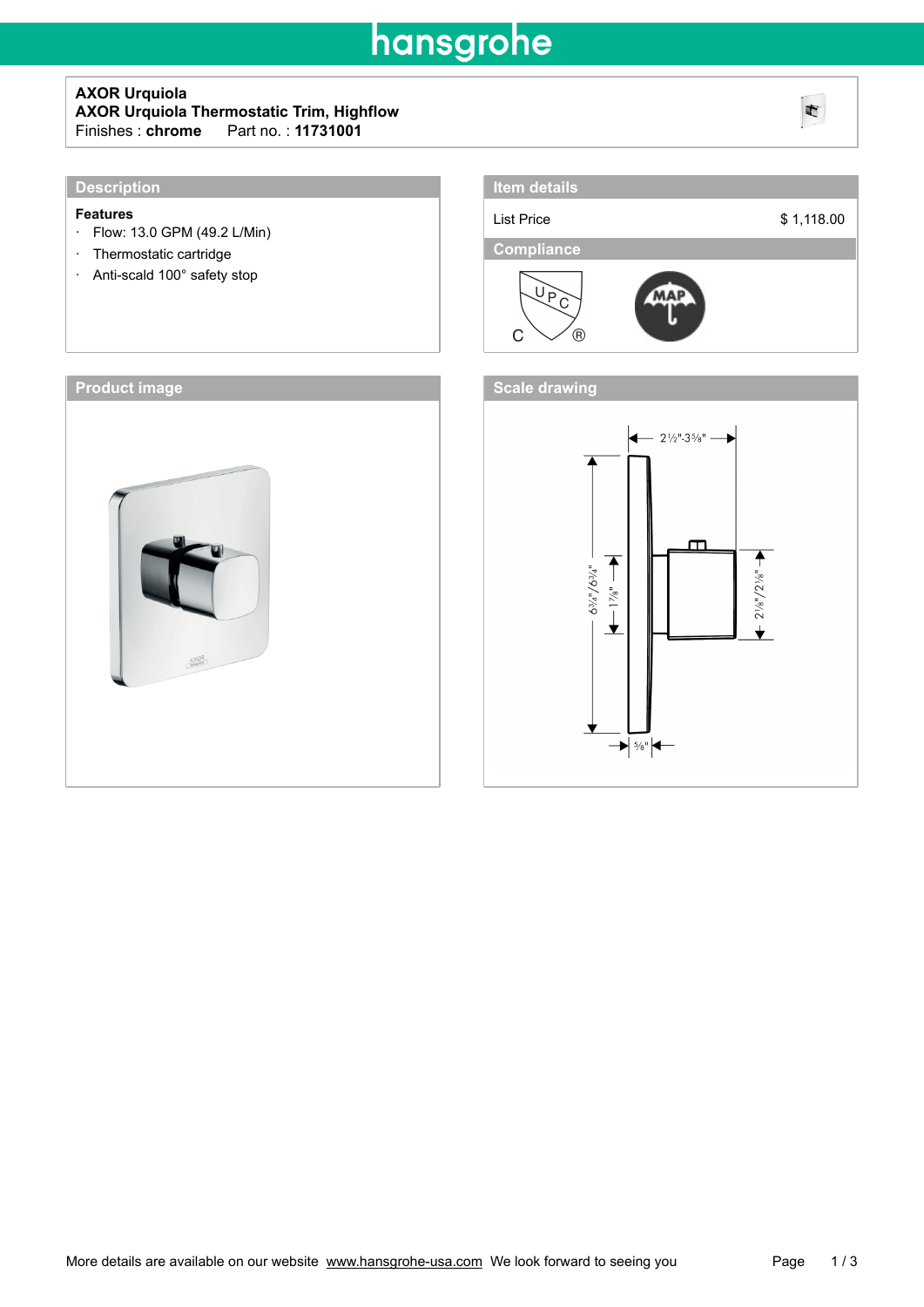# hansgrohe

**AXOR Urquiola**
**AXOR Urquiola Thermostatic Trim, Highflow**
Finishes : **chrome**   Part no. : **11731001**

## Description

**Features**

- Flow: 13.0 GPM (49.2 L/Min)
- Thermostatic cartridge
- Anti-scald 100° safety stop

## Item details

| List Price | $ 1,118.00 |
|---|---|

## Compliance

## Product image

## Scale drawing

2½"-3⅝"

6¾"/6¾"

1⅞"

2⅛"/2⅛"

⅝"

More details are available on our website www.hansgrohe-usa.com We look forward to seeing you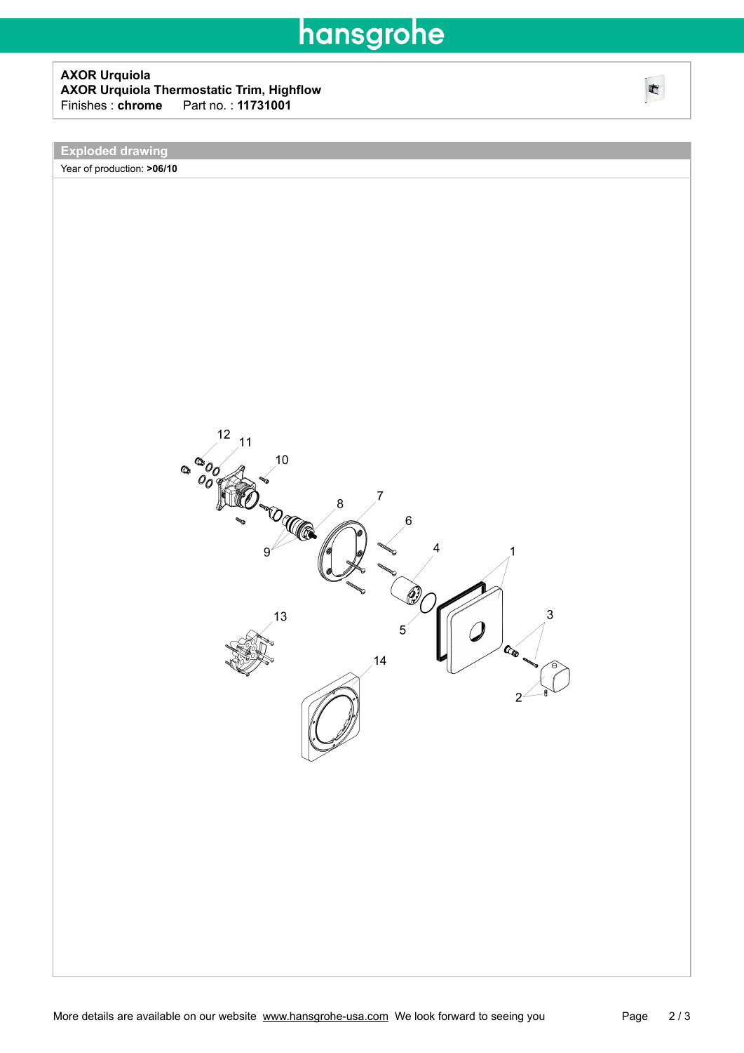**AXOR Urquiola**
**AXOR Urquiola Thermostatic Trim, Highflow**
Finishes : **chrome**  Part no. : **11731001**

## Exploded drawing

Year of production: **>06/10**

More details are available on our website www.hansgrohe-usa.com We look forward to seeing you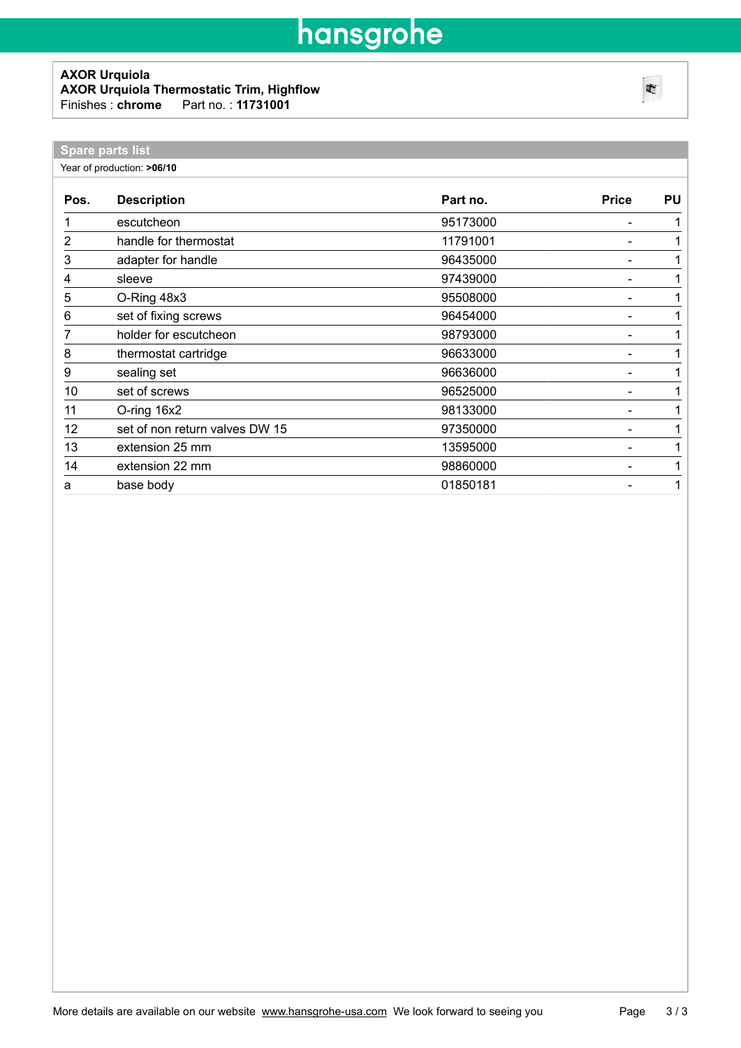**AXOR Urquiola**
**AXOR Urquiola Thermostatic Trim, Highflow**
Finishes : **chrome**  Part no. : **11731001**

## Spare parts list

Year of production: **>06/10**

| Pos. | Description | Part no. | Price | PU |
|---|---|---|---|---|
| 1 | escutcheon | 95173000 | - | 1 |
| 2 | handle for thermostat | 11791001 | - | 1 |
| 3 | adapter for handle | 96435000 | - | 1 |
| 4 | sleeve | 97439000 | - | 1 |
| 5 | O-Ring 48x3 | 95508000 | - | 1 |
| 6 | set of fixing screws | 96454000 | - | 1 |
| 7 | holder for escutcheon | 98793000 | - | 1 |
| 8 | thermostat cartridge | 96633000 | - | 1 |
| 9 | sealing set | 96636000 | - | 1 |
| 10 | set of screws | 96525000 | - | 1 |
| 11 | O-ring 16x2 | 98133000 | - | 1 |
| 12 | set of non return valves DW 15 | 97350000 | - | 1 |
| 13 | extension 25 mm | 13595000 | - | 1 |
| 14 | extension 22 mm | 98860000 | - | 1 |
| a | base body | 01850181 | - | 1 |

More details are available on our website www.hansgrohe-usa.com We look forward to seeing you